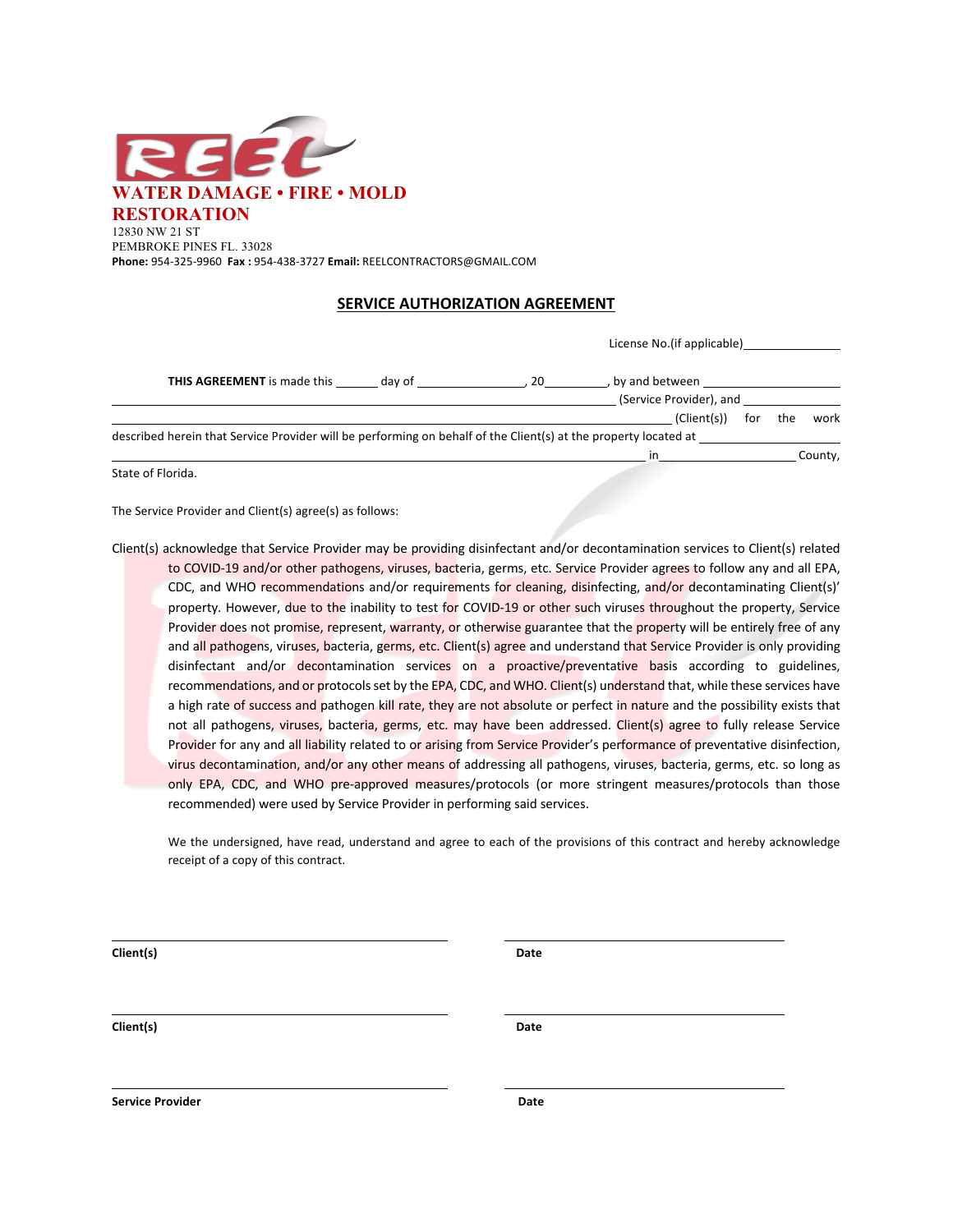REEL

**WATER DAMAGE • FIRE • MOLD RESTORATION**

12830 NW 21 ST
PEMBROKE PINES FL. 33028
**Phone:** 954-325-9960 **Fax :** 954-438-3727 **Email:** REELCONTRACTORS@GMAIL.COM

## SERVICE AUTHORIZATION AGREEMENT

License No.(if applicable)\_\_\_\_\_\_\_\_\_\_\_\_\_\_\_

**THIS AGREEMENT** is made this \_\_\_\_\_\_ day of \_\_\_\_\_\_\_\_\_\_\_\_\_\_\_\_, 20\_\_\_\_\_\_\_\_\_, by and between \_\_\_\_\_\_\_\_\_\_\_\_\_\_\_\_\_\_\_\_\_\_\_\_\_\_\_\_\_\_\_\_\_\_\_\_\_\_\_\_\_\_\_\_\_\_\_\_\_\_\_\_\_\_\_\_\_\_\_\_\_\_\_\_\_\_\_\_\_\_\_\_\_\_\_\_ (Service Provider), and \_\_\_\_\_\_\_\_\_\_\_\_\_\_\_\_\_\_\_\_\_\_\_\_\_\_\_\_\_\_\_\_\_\_\_\_\_\_\_\_\_\_\_\_\_\_\_\_\_\_\_\_\_\_\_\_\_\_\_\_\_\_\_\_\_\_\_\_\_\_\_\_\_\_\_\_\_\_\_\_\_\_\_\_\_\_\_\_\_\_\_\_\_\_\_\_\_\_\_\_\_ (Client(s)) for the work described herein that Service Provider will be performing on behalf of the Client(s) at the property located at \_\_\_\_\_\_\_\_\_\_\_\_\_\_\_\_\_\_\_\_\_\_\_\_\_\_\_\_\_\_\_\_\_\_\_\_\_\_\_\_\_\_\_\_\_\_\_\_\_\_\_\_\_\_\_\_\_\_\_\_\_\_\_\_\_\_\_\_\_\_\_\_\_\_\_\_\_\_\_\_\_\_\_\_\_\_\_\_\_\_\_\_\_\_\_ in \_\_\_\_\_\_\_\_\_\_\_\_\_\_\_\_\_\_\_\_ County, State of Florida.

The Service Provider and Client(s) agree(s) as follows:

Client(s) acknowledge that Service Provider may be providing disinfectant and/or decontamination services to Client(s) related to COVID-19 and/or other pathogens, viruses, bacteria, germs, etc. Service Provider agrees to follow any and all EPA, CDC, and WHO recommendations and/or requirements for cleaning, disinfecting, and/or decontaminating Client(s)' property. However, due to the inability to test for COVID-19 or other such viruses throughout the property, Service Provider does not promise, represent, warranty, or otherwise guarantee that the property will be entirely free of any and all pathogens, viruses, bacteria, germs, etc. Client(s) agree and understand that Service Provider is only providing disinfectant and/or decontamination services on a proactive/preventative basis according to guidelines, recommendations, and or protocols set by the EPA, CDC, and WHO. Client(s) understand that, while these services have a high rate of success and pathogen kill rate, they are not absolute or perfect in nature and the possibility exists that not all pathogens, viruses, bacteria, germs, etc. may have been addressed. Client(s) agree to fully release Service Provider for any and all liability related to or arising from Service Provider's performance of preventative disinfection, virus decontamination, and/or any other means of addressing all pathogens, viruses, bacteria, germs, etc. so long as only EPA, CDC, and WHO pre-approved measures/protocols (or more stringent measures/protocols than those recommended) were used by Service Provider in performing said services.

We the undersigned, have read, understand and agree to each of the provisions of this contract and hereby acknowledge receipt of a copy of this contract.

\_\_\_\_\_\_\_\_\_\_\_\_\_\_\_\_\_\_\_\_\_\_\_\_\_\_\_\_\_\_\_\_ \_\_\_\_\_\_\_\_\_\_\_\_\_\_\_\_\_\_\_\_\_\_\_\_\_\_\_\_
**Client(s)** **Date**

\_\_\_\_\_\_\_\_\_\_\_\_\_\_\_\_\_\_\_\_\_\_\_\_\_\_\_\_\_\_\_\_ \_\_\_\_\_\_\_\_\_\_\_\_\_\_\_\_\_\_\_\_\_\_\_\_\_\_\_\_
**Client(s)** **Date**

\_\_\_\_\_\_\_\_\_\_\_\_\_\_\_\_\_\_\_\_\_\_\_\_\_\_\_\_\_\_\_\_ \_\_\_\_\_\_\_\_\_\_\_\_\_\_\_\_\_\_\_\_\_\_\_\_\_\_\_\_
**Service Provider** **Date**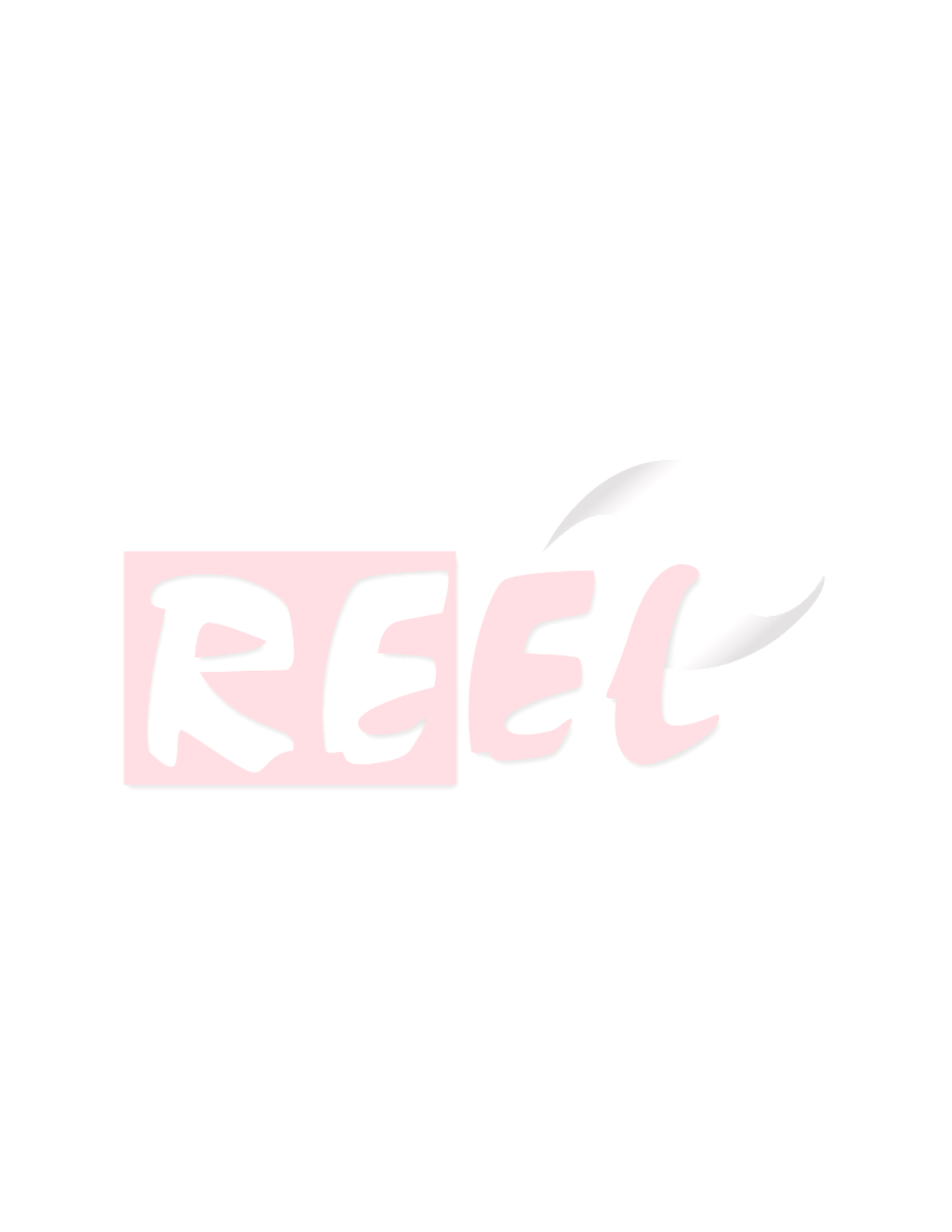REEL